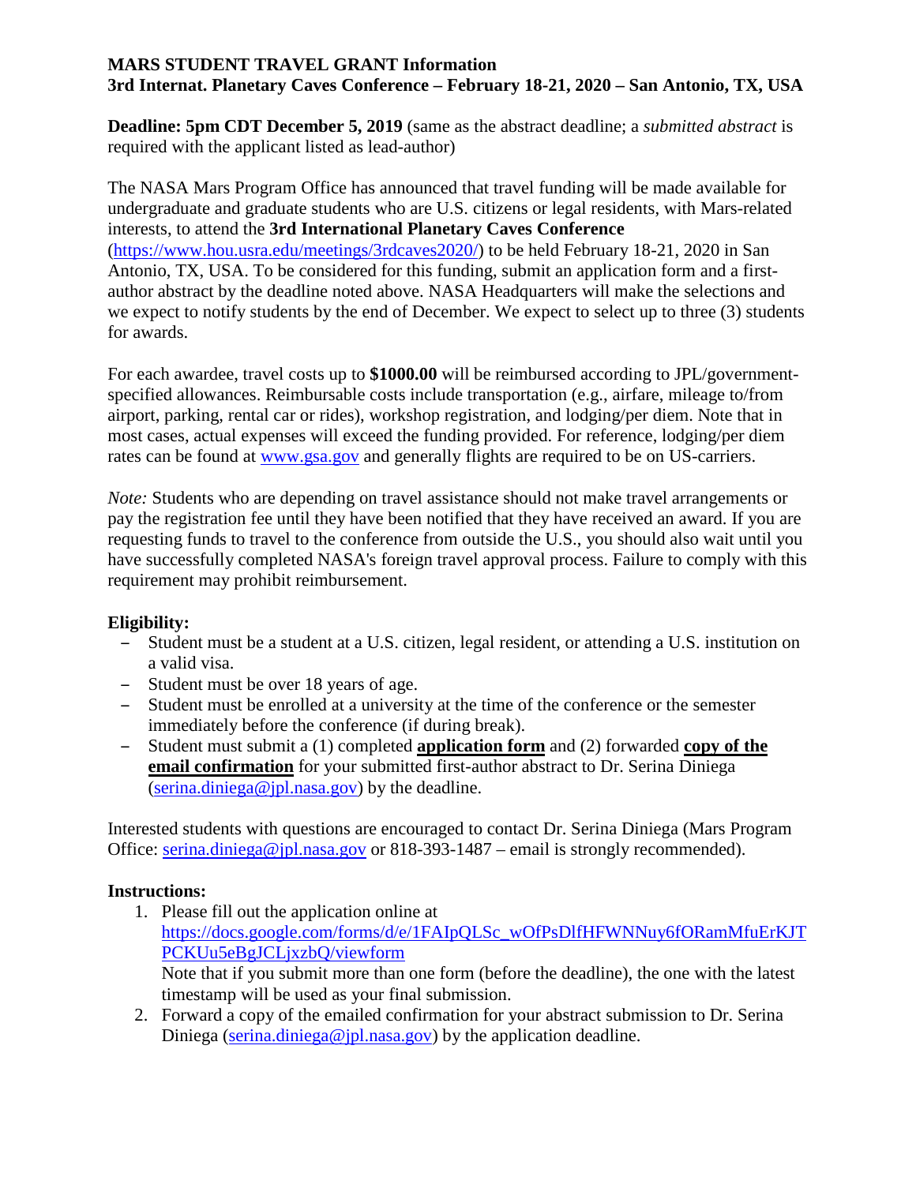**MARS STUDENT TRAVEL GRANT Information**
**3rd Internat. Planetary Caves Conference – February 18-21, 2020 – San Antonio, TX, USA**

**Deadline: 5pm CDT December 5, 2019** (same as the abstract deadline; a *submitted abstract* is required with the applicant listed as lead-author)

The NASA Mars Program Office has announced that travel funding will be made available for undergraduate and graduate students who are U.S. citizens or legal residents, with Mars-related interests, to attend the **3rd International Planetary Caves Conference** (https://www.hou.usra.edu/meetings/3rdcaves2020/) to be held February 18-21, 2020 in San Antonio, TX, USA. To be considered for this funding, submit an application form and a first-author abstract by the deadline noted above. NASA Headquarters will make the selections and we expect to notify students by the end of December. We expect to select up to three (3) students for awards.

For each awardee, travel costs up to **$1000.00** will be reimbursed according to JPL/government-specified allowances. Reimbursable costs include transportation (e.g., airfare, mileage to/from airport, parking, rental car or rides), workshop registration, and lodging/per diem. Note that in most cases, actual expenses will exceed the funding provided. For reference, lodging/per diem rates can be found at www.gsa.gov and generally flights are required to be on US-carriers.

*Note:* Students who are depending on travel assistance should not make travel arrangements or pay the registration fee until they have been notified that they have received an award. If you are requesting funds to travel to the conference from outside the U.S., you should also wait until you have successfully completed NASA's foreign travel approval process. Failure to comply with this requirement may prohibit reimbursement.

**Eligibility:**

- Student must be a student at a U.S. citizen, legal resident, or attending a U.S. institution on a valid visa.
- Student must be over 18 years of age.
- Student must be enrolled at a university at the time of the conference or the semester immediately before the conference (if during break).
- Student must submit a (1) completed **application form** and (2) forwarded **copy of the email confirmation** for your submitted first-author abstract to Dr. Serina Diniega (serina.diniega@jpl.nasa.gov) by the deadline.

Interested students with questions are encouraged to contact Dr. Serina Diniega (Mars Program Office: serina.diniega@jpl.nasa.gov or 818-393-1487 – email is strongly recommended).

**Instructions:**

1. Please fill out the application online at https://docs.google.com/forms/d/e/1FAIpQLSc_wOfPsDlfHFWNNuy6fORamMfuErKJTPCKUu5eBgJCLjxzbQ/viewform
   Note that if you submit more than one form (before the deadline), the one with the latest timestamp will be used as your final submission.
2. Forward a copy of the emailed confirmation for your abstract submission to Dr. Serina Diniega (serina.diniega@jpl.nasa.gov) by the application deadline.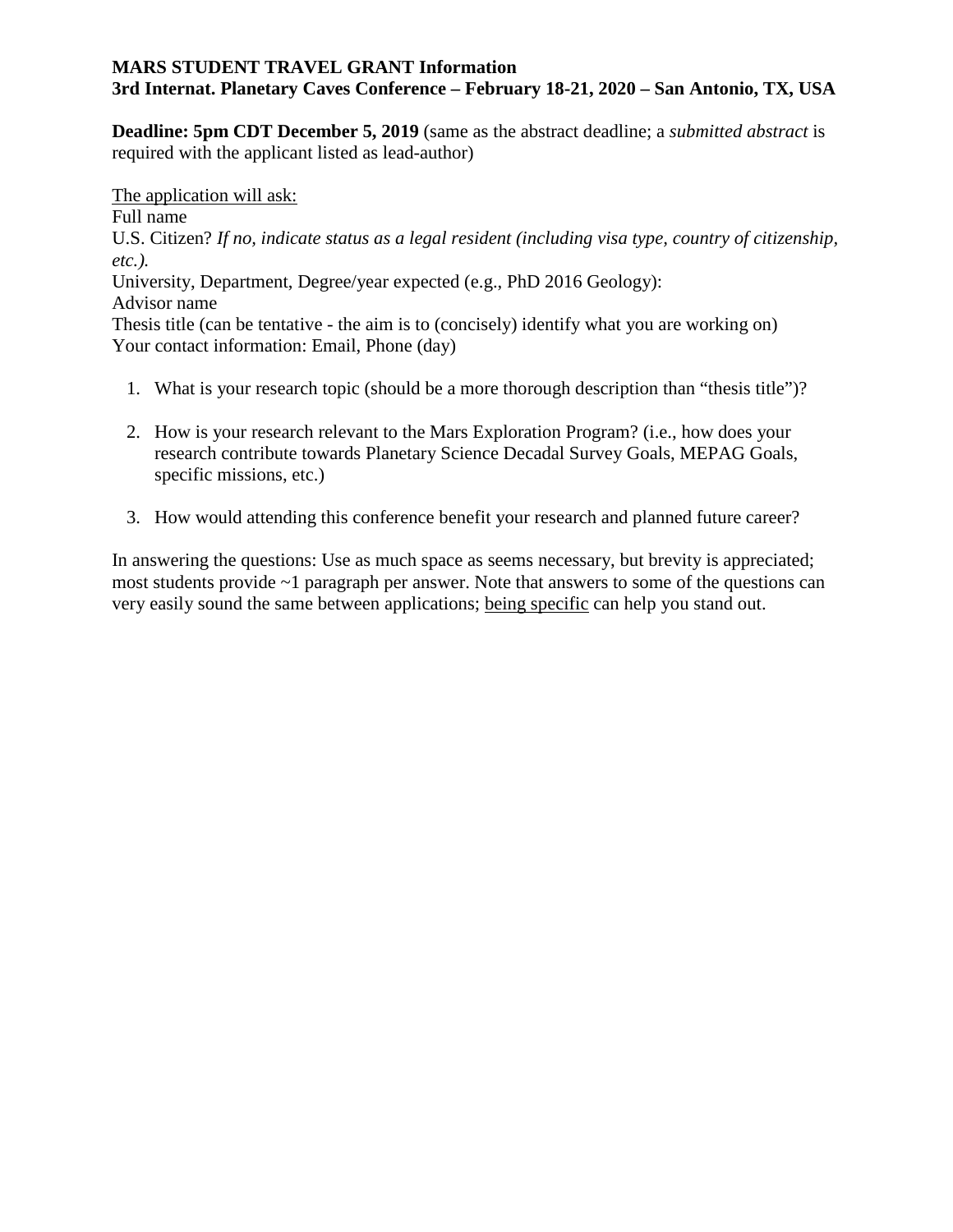**MARS STUDENT TRAVEL GRANT Information**
**3rd Internat. Planetary Caves Conference – February 18-21, 2020 – San Antonio, TX, USA**

**Deadline: 5pm CDT December 5, 2019** (same as the abstract deadline; a *submitted abstract* is required with the applicant listed as lead-author)

<u>The application will ask:</u>
Full name
U.S. Citizen? *If no, indicate status as a legal resident (including visa type, country of citizenship, etc.).*
University, Department, Degree/year expected (e.g., PhD 2016 Geology):
Advisor name
Thesis title (can be tentative - the aim is to (concisely) identify what you are working on)
Your contact information: Email, Phone (day)

1. What is your research topic (should be a more thorough description than "thesis title")?

2. How is your research relevant to the Mars Exploration Program? (i.e., how does your research contribute towards Planetary Science Decadal Survey Goals, MEPAG Goals, specific missions, etc.)

3. How would attending this conference benefit your research and planned future career?

In answering the questions: Use as much space as seems necessary, but brevity is appreciated; most students provide ~1 paragraph per answer. Note that answers to some of the questions can very easily sound the same between applications; <u>being specific</u> can help you stand out.